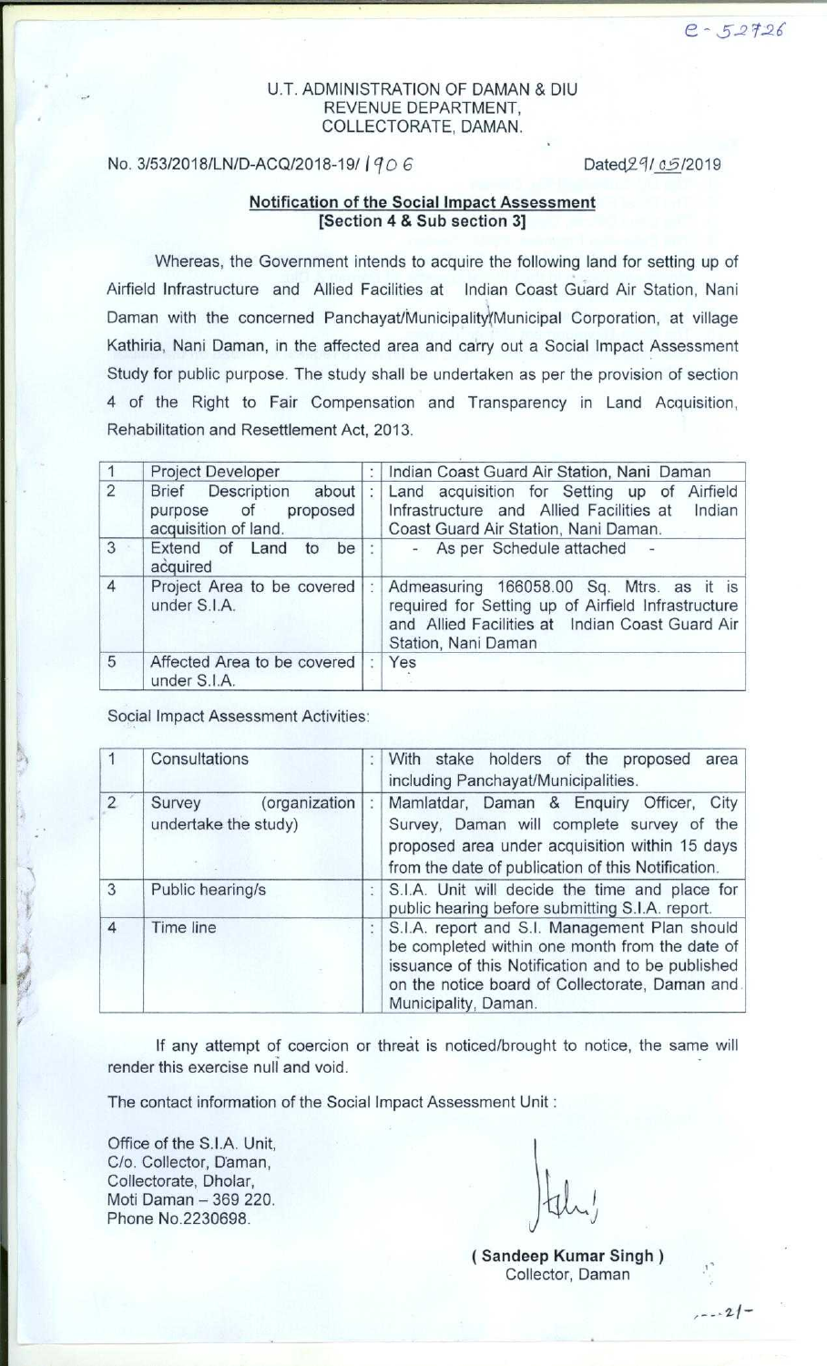e - 52726

U.T. ADMINISTRATION OF DAMAN & DIU
REVENUE DEPARTMENT,
COLLECTORATE, DAMAN.

No. 3/53/2018/LN/D-ACQ/2018-19/ 1906                                                                                    Dated 29/05/2019

## Notification of the Social Impact Assessment [Section 4 & Sub section 3]

Whereas, the Government intends to acquire the following land for setting up of Airfield Infrastructure and Allied Facilities at Indian Coast Guard Air Station, Nani Daman with the concerned Panchayat/Municipality/Municipal Corporation, at village Kathiria, Nani Daman, in the affected area and carry out a Social Impact Assessment Study for public purpose. The study shall be undertaken as per the provision of section 4 of the Right to Fair Compensation and Transparency in Land Acquisition, Rehabilitation and Resettlement Act, 2013.

| | | | |
|---|---|---|---|
| 1 | Project Developer | : | Indian Coast Guard Air Station, Nani Daman |
| 2 | Brief Description about purpose of proposed acquisition of land. | : | Land acquisition for Setting up of Airfield Infrastructure and Allied Facilities at Indian Coast Guard Air Station, Nani Daman. |
| 3 | Extend of Land to be acquired | : | - As per Schedule attached - |
| 4 | Project Area to be covered under S.I.A. | : | Admeasuring 166058.00 Sq. Mtrs. as it is required for Setting up of Airfield Infrastructure and Allied Facilities at Indian Coast Guard Air Station, Nani Daman |
| 5 | Affected Area to be covered under S.I.A. | : | Yes |

Social Impact Assessment Activities:

| | | | |
|---|---|---|---|
| 1 | Consultations | : | With stake holders of the proposed area including Panchayat/Municipalities. |
| 2 | Survey (organization undertake the study) | : | Mamlatdar, Daman & Enquiry Officer, City Survey, Daman will complete survey of the proposed area under acquisition within 15 days from the date of publication of this Notification. |
| 3 | Public hearing/s | : | S.I.A. Unit will decide the time and place for public hearing before submitting S.I.A. report. |
| 4 | Time line | : | S.I.A. report and S.I. Management Plan should be completed within one month from the date of issuance of this Notification and to be published on the notice board of Collectorate, Daman and Municipality, Daman. |

If any attempt of coercion or threat is noticed/brought to notice, the same will render this exercise null and void.

The contact information of the Social Impact Assessment Unit :

Office of the S.I.A. Unit,
C/o. Collector, Daman,
Collectorate, Dholar,
Moti Daman – 369 220.
Phone No.2230698.

**( Sandeep Kumar Singh )**
Collector, Daman

---2/-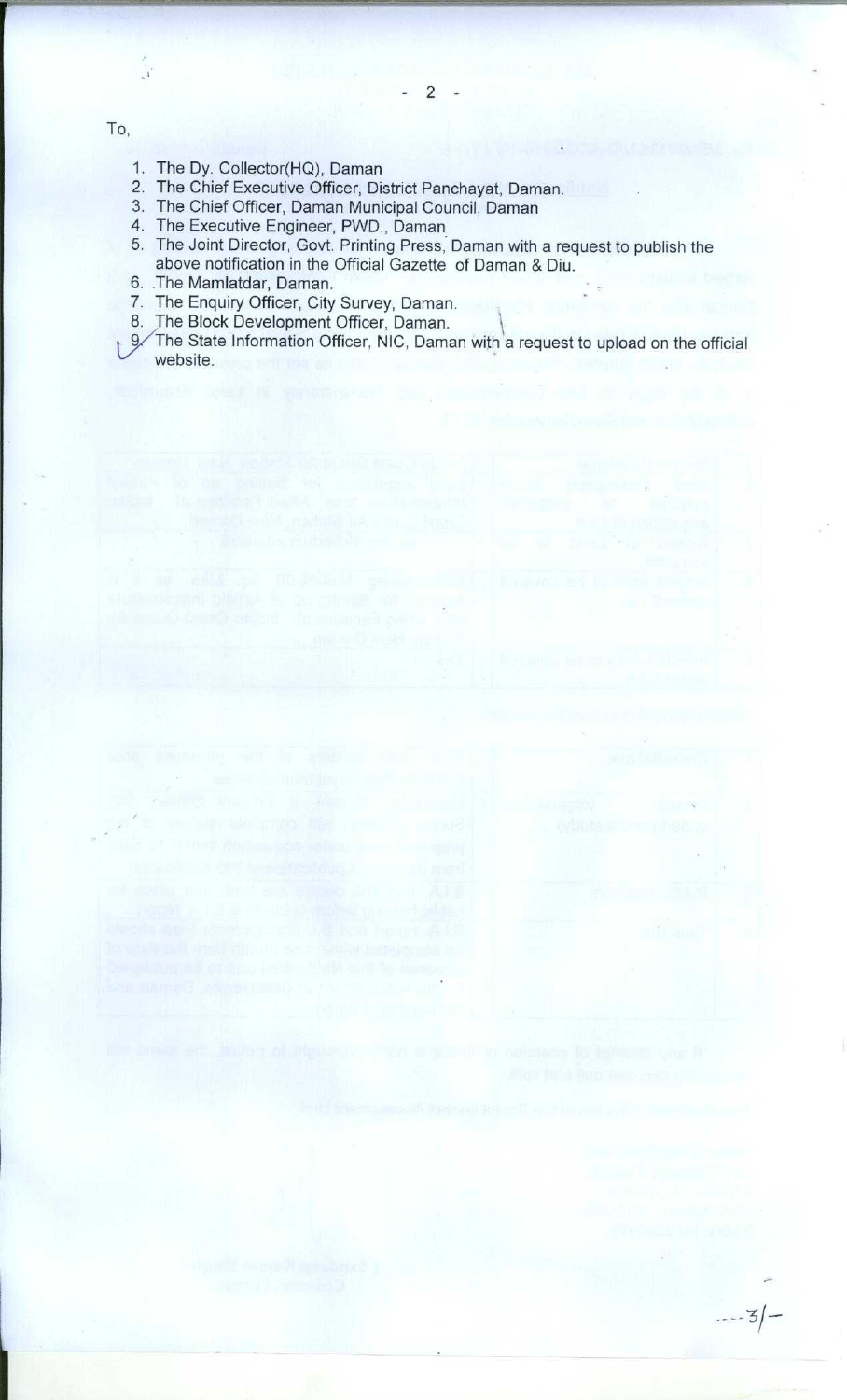To,

1. The Dy. Collector(HQ), Daman
2. The Chief Executive Officer, District Panchayat, Daman.
3. The Chief Officer, Daman Municipal Council, Daman
4. The Executive Engineer, PWD., Daman
5. The Joint Director, Govt. Printing Press, Daman with a request to publish the above notification in the Official Gazette of Daman & Diu.
6. The Mamlatdar, Daman.
7. The Enquiry Officer, City Survey, Daman.
8. The Block Development Officer, Daman.
9. The State Information Officer, NIC, Daman with a request to upload on the official website.

----3/-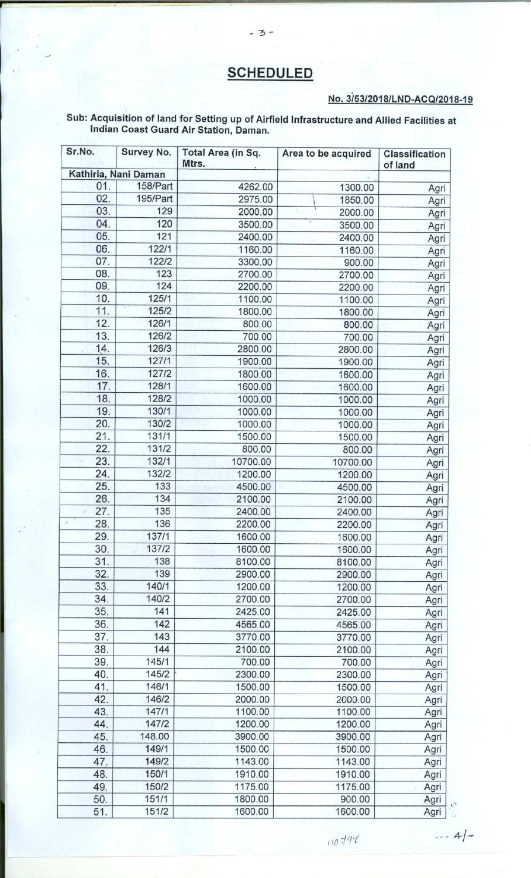# SCHEDULED

**No. 3/53/2018/LND-ACQ/2018-19**

**Sub: Acquisition of land for Setting up of Airfield Infrastructure and Allied Facilities at Indian Coast Guard Air Station, Daman.**

| Sr.No. | Survey No. | Total Area (in Sq. Mtrs. | Area to be acquired | Classification of land |
|---|---|---|---|---|
| **Kathiria, Nani Daman** | | | | |
| 01. | 158/Part | 4262.00 | 1300.00 | Agri |
| 02. | 195/Part | 2975.00 | 1850.00 | Agri |
| 03. | 129 | 2000.00 | 2000.00 | Agri |
| 04. | 120 | 3500.00 | 3500.00 | Agri |
| 05. | 121 | 2400.00 | 2400.00 | Agri |
| 06. | 122/1 | 1160.00 | 1160.00 | Agri |
| 07. | 122/2 | 3300.00 | 900.00 | Agri |
| 08. | 123 | 2700.00 | 2700.00 | Agri |
| 09. | 124 | 2200.00 | 2200.00 | Agri |
| 10. | 125/1 | 1100.00 | 1100.00 | Agri |
| 11. | 125/2 | 1800.00 | 1800.00 | Agri |
| 12. | 126/1 | 800.00 | 800.00 | Agri |
| 13. | 126/2 | 700.00 | 700.00 | Agri |
| 14. | 126/3 | 2800.00 | 2800.00 | Agri |
| 15. | 127/1 | 1900.00 | 1900.00 | Agri |
| 16. | 127/2 | 1800.00 | 1800.00 | Agri |
| 17. | 128/1 | 1600.00 | 1600.00 | Agri |
| 18. | 128/2 | 1000.00 | 1000.00 | Agri |
| 19. | 130/1 | 1000.00 | 1000.00 | Agri |
| 20. | 130/2 | 1000.00 | 1000.00 | Agri |
| 21. | 131/1 | 1500.00 | 1500.00 | Agri |
| 22. | 131/2 | 800.00 | 800.00 | Agri |
| 23. | 132/1 | 10700.00 | 10700.00 | Agri |
| 24. | 132/2 | 1200.00 | 1200.00 | Agri |
| 25. | 133 | 4500.00 | 4500.00 | Agri |
| 26. | 134 | 2100.00 | 2100.00 | Agri |
| 27. | 135 | 2400.00 | 2400.00 | Agri |
| 28. | 136 | 2200.00 | 2200.00 | Agri |
| 29. | 137/1 | 1600.00 | 1600.00 | Agri |
| 30. | 137/2 | 1600.00 | 1600.00 | Agri |
| 31. | 138 | 8100.00 | 8100.00 | Agri |
| 32. | 139 | 2900.00 | 2900.00 | Agri |
| 33. | 140/1 | 1200.00 | 1200.00 | Agri |
| 34. | 140/2 | 2700.00 | 2700.00 | Agri |
| 35. | 141 | 2425.00 | 2425.00 | Agri |
| 36. | 142 | 4565.00 | 4565.00 | Agri |
| 37. | 143 | 3770.00 | 3770.00 | Agri |
| 38. | 144 | 2100.00 | 2100.00 | Agri |
| 39. | 145/1 | 700.00 | 700.00 | Agri |
| 40. | 145/2 | 2300.00 | 2300.00 | Agri |
| 41. | 146/1 | 1500.00 | 1500.00 | Agri |
| 42. | 146/2 | 2000.00 | 2000.00 | Agri |
| 43. | 147/1 | 1100.00 | 1100.00 | Agri |
| 44. | 147/2 | 1200.00 | 1200.00 | Agri |
| 45. | 148.00 | 3900.00 | 3900.00 | Agri |
| 46. | 149/1 | 1500.00 | 1500.00 | Agri |
| 47. | 149/2 | 1143.00 | 1143.00 | Agri |
| 48. | 150/1 | 1910.00 | 1910.00 | Agri |
| 49. | 150/2 | 1175.00 | 1175.00 | Agri |
| 50. | 151/1 | 1800.00 | 900.00 | Agri |
| 51. | 151/2 | 1600.00 | 1600.00 | Agri |

... 4/-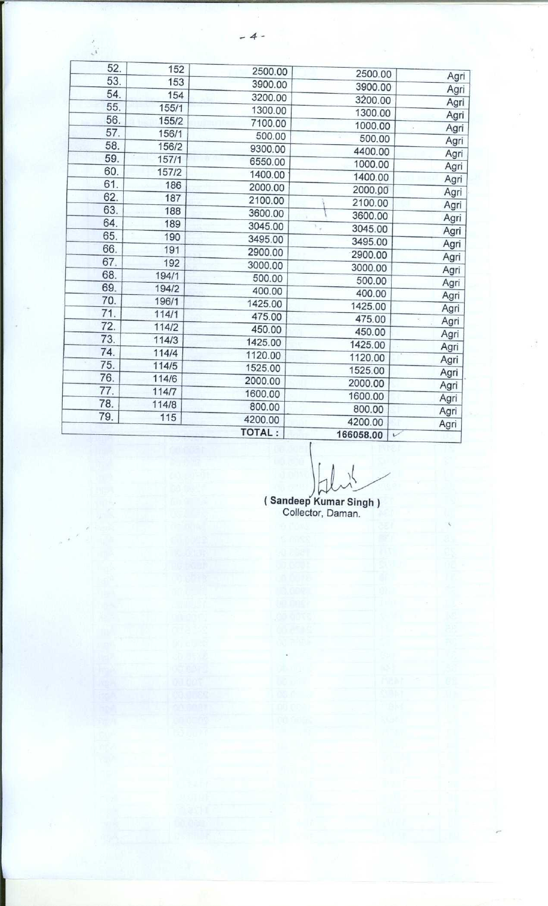| | | | | |
|---|---|---|---|---|
| 52. | 152 | 2500.00 | 2500.00 | Agri |
| 53. | 153 | 3900.00 | 3900.00 | Agri |
| 54. | 154 | 3200.00 | 3200.00 | Agri |
| 55. | 155/1 | 1300.00 | 1300.00 | Agri |
| 56. | 155/2 | 7100.00 | 1000.00 | Agri |
| 57. | 156/1 | 500.00 | 500.00 | Agri |
| 58. | 156/2 | 9300.00 | 4400.00 | Agri |
| 59. | 157/1 | 6550.00 | 1000.00 | Agri |
| 60. | 157/2 | 1400.00 | 1400.00 | Agri |
| 61. | 186 | 2000.00 | 2000.00 | Agri |
| 62. | 187 | 2100.00 | 2100.00 | Agri |
| 63. | 188 | 3600.00 | 3600.00 | Agri |
| 64. | 189 | 3045.00 | 3045.00 | Agri |
| 65. | 190 | 3495.00 | 3495.00 | Agri |
| 66. | 191 | 2900.00 | 2900.00 | Agri |
| 67. | 192 | 3000.00 | 3000.00 | Agri |
| 68. | 194/1 | 500.00 | 500.00 | Agri |
| 69. | 194/2 | 400.00 | 400.00 | Agri |
| 70. | 196/1 | 1425.00 | 1425.00 | Agri |
| 71. | 114/1 | 475.00 | 475.00 | Agri |
| 72. | 114/2 | 450.00 | 450.00 | Agri |
| 73. | 114/3 | 1425.00 | 1425.00 | Agri |
| 74. | 114/4 | 1120.00 | 1120.00 | Agri |
| 75. | 114/5 | 1525.00 | 1525.00 | Agri |
| 76. | 114/6 | 2000.00 | 2000.00 | Agri |
| 77. | 114/7 | 1600.00 | 1600.00 | Agri |
| 78. | 114/8 | 800.00 | 800.00 | Agri |
| 79. | 115 | 4200.00 | 4200.00 | Agri |
| | | TOTAL : | 166058.00 | |

( Sandeep Kumar Singh )
Collector, Daman.